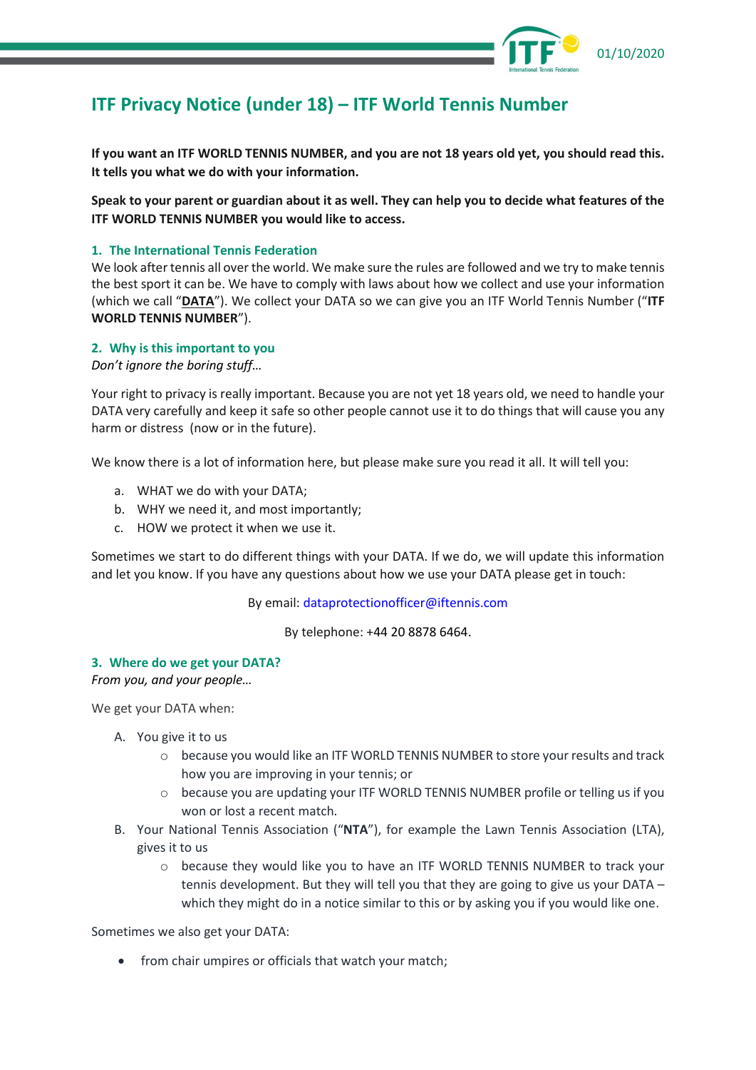# ITF Privacy Notice (under 18) – ITF World Tennis Number

**If you want an ITF WORLD TENNIS NUMBER, and you are not 18 years old yet, you should read this. It tells you what we do with your information.**

**Speak to your parent or guardian about it as well. They can help you to decide what features of the ITF WORLD TENNIS NUMBER you would like to access.**

## 1. The International Tennis Federation

We look after tennis all over the world. We make sure the rules are followed and we try to make tennis the best sport it can be. We have to comply with laws about how we collect and use your information (which we call "**DATA**"). We collect your DATA so we can give you an ITF World Tennis Number ("**ITF WORLD TENNIS NUMBER**").

## 2. Why is this important to you

*Don't ignore the boring stuff…*

Your right to privacy is really important. Because you are not yet 18 years old, we need to handle your DATA very carefully and keep it safe so other people cannot use it to do things that will cause you any harm or distress (now or in the future).

We know there is a lot of information here, but please make sure you read it all. It will tell you:

a. WHAT we do with your DATA;
b. WHY we need it, and most importantly;
c. HOW we protect it when we use it.

Sometimes we start to do different things with your DATA. If we do, we will update this information and let you know. If you have any questions about how we use your DATA please get in touch:

By email: dataprotectionofficer@iftennis.com

By telephone: +44 20 8878 6464.

## 3. Where do we get your DATA?

*From you, and your people…*

We get your DATA when:

A. You give it to us
   - because you would like an ITF WORLD TENNIS NUMBER to store your results and track how you are improving in your tennis; or
   - because you are updating your ITF WORLD TENNIS NUMBER profile or telling us if you won or lost a recent match.
B. Your National Tennis Association ("**NTA**"), for example the Lawn Tennis Association (LTA), gives it to us
   - because they would like you to have an ITF WORLD TENNIS NUMBER to track your tennis development. But they will tell you that they are going to give us your DATA – which they might do in a notice similar to this or by asking you if you would like one.

Sometimes we also get your DATA:

- from chair umpires or officials that watch your match;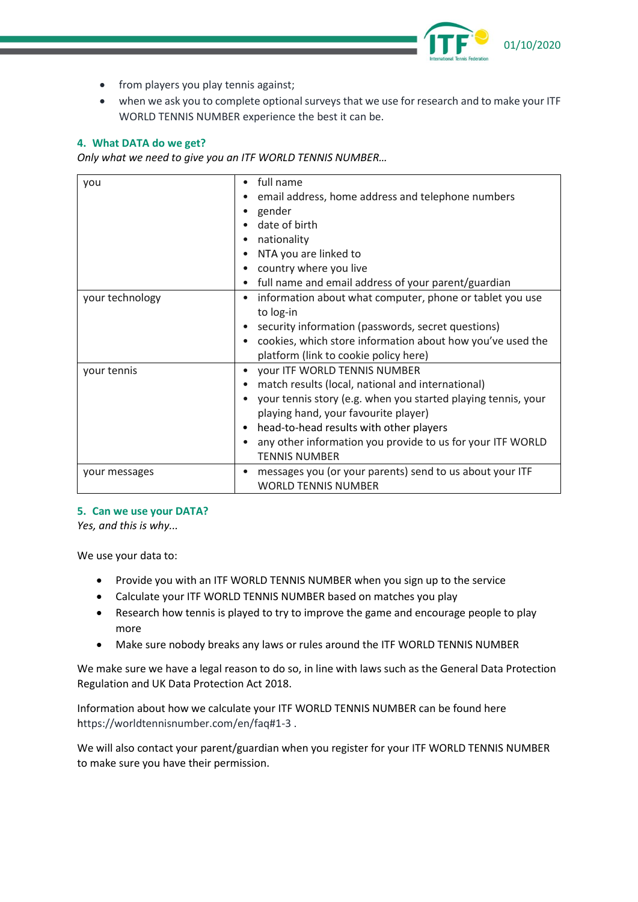- from players you play tennis against;
- when we ask you to complete optional surveys that we use for research and to make your ITF WORLD TENNIS NUMBER experience the best it can be.

## 4. What DATA do we get?

*Only what we need to give you an ITF WORLD TENNIS NUMBER…*

| | |
|---|---|
| you | • full name<br>• email address, home address and telephone numbers<br>• gender<br>• date of birth<br>• nationality<br>• NTA you are linked to<br>• country where you live<br>• full name and email address of your parent/guardian |
| your technology | • information about what computer, phone or tablet you use to log-in<br>• security information (passwords, secret questions)<br>• cookies, which store information about how you've used the platform (link to cookie policy here) |
| your tennis | • your ITF WORLD TENNIS NUMBER<br>• match results (local, national and international)<br>• your tennis story (e.g. when you started playing tennis, your playing hand, your favourite player)<br>• head-to-head results with other players<br>• any other information you provide to us for your ITF WORLD TENNIS NUMBER |
| your messages | • messages you (or your parents) send to us about your ITF WORLD TENNIS NUMBER |

## 5. Can we use your DATA?

*Yes, and this is why...*

We use your data to:

- Provide you with an ITF WORLD TENNIS NUMBER when you sign up to the service
- Calculate your ITF WORLD TENNIS NUMBER based on matches you play
- Research how tennis is played to try to improve the game and encourage people to play more
- Make sure nobody breaks any laws or rules around the ITF WORLD TENNIS NUMBER

We make sure we have a legal reason to do so, in line with laws such as the General Data Protection Regulation and UK Data Protection Act 2018.

Information about how we calculate your ITF WORLD TENNIS NUMBER can be found here https://worldtennisnumber.com/en/faq#1-3 .

We will also contact your parent/guardian when you register for your ITF WORLD TENNIS NUMBER to make sure you have their permission.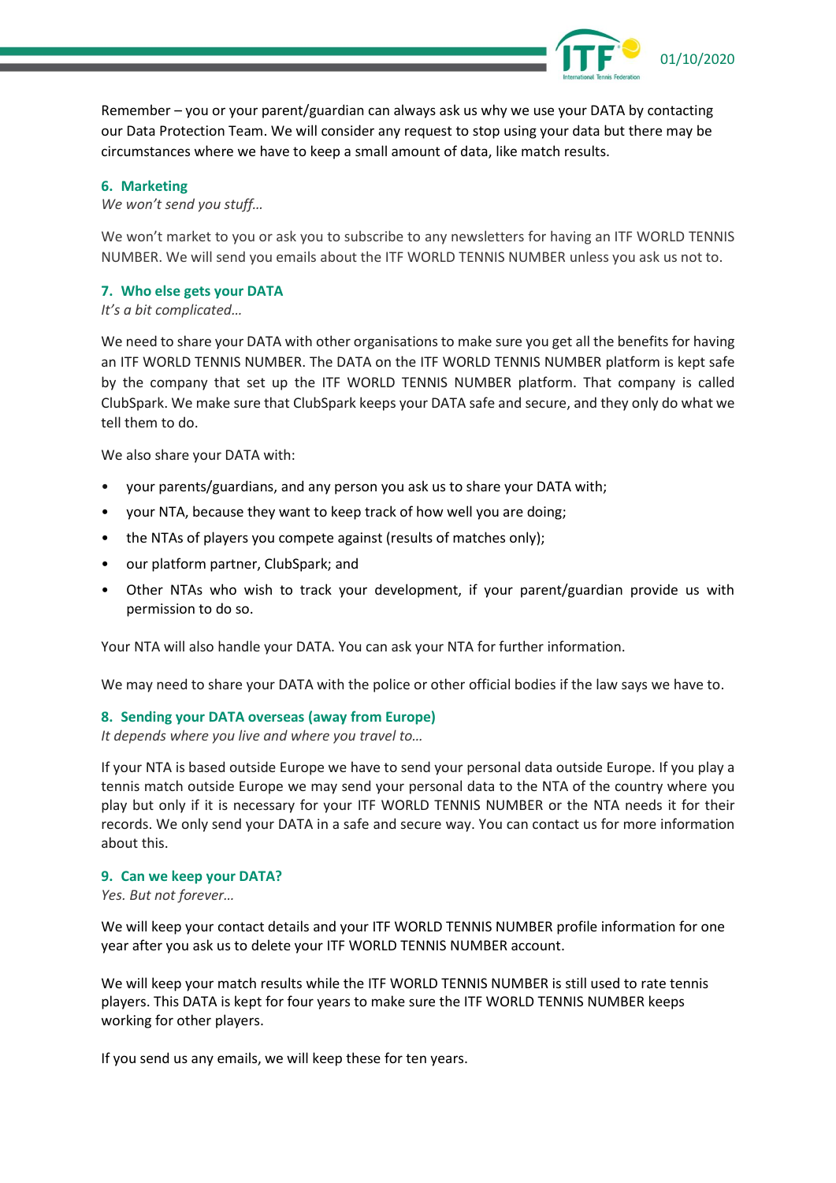Remember – you or your parent/guardian can always ask us why we use your DATA by contacting our Data Protection Team. We will consider any request to stop using your data but there may be circumstances where we have to keep a small amount of data, like match results.

## 6. Marketing

*We won't send you stuff…*

We won't market to you or ask you to subscribe to any newsletters for having an ITF WORLD TENNIS NUMBER. We will send you emails about the ITF WORLD TENNIS NUMBER unless you ask us not to.

## 7. Who else gets your DATA

*It's a bit complicated…*

We need to share your DATA with other organisations to make sure you get all the benefits for having an ITF WORLD TENNIS NUMBER. The DATA on the ITF WORLD TENNIS NUMBER platform is kept safe by the company that set up the ITF WORLD TENNIS NUMBER platform. That company is called ClubSpark. We make sure that ClubSpark keeps your DATA safe and secure, and they only do what we tell them to do.

We also share your DATA with:

- your parents/guardians, and any person you ask us to share your DATA with;
- your NTA, because they want to keep track of how well you are doing;
- the NTAs of players you compete against (results of matches only);
- our platform partner, ClubSpark; and
- Other NTAs who wish to track your development, if your parent/guardian provide us with permission to do so.

Your NTA will also handle your DATA. You can ask your NTA for further information.

We may need to share your DATA with the police or other official bodies if the law says we have to.

## 8. Sending your DATA overseas (away from Europe)

*It depends where you live and where you travel to…*

If your NTA is based outside Europe we have to send your personal data outside Europe. If you play a tennis match outside Europe we may send your personal data to the NTA of the country where you play but only if it is necessary for your ITF WORLD TENNIS NUMBER or the NTA needs it for their records. We only send your DATA in a safe and secure way. You can contact us for more information about this.

## 9. Can we keep your DATA?

*Yes. But not forever…*

We will keep your contact details and your ITF WORLD TENNIS NUMBER profile information for one year after you ask us to delete your ITF WORLD TENNIS NUMBER account.

We will keep your match results while the ITF WORLD TENNIS NUMBER is still used to rate tennis players. This DATA is kept for four years to make sure the ITF WORLD TENNIS NUMBER keeps working for other players.

If you send us any emails, we will keep these for ten years.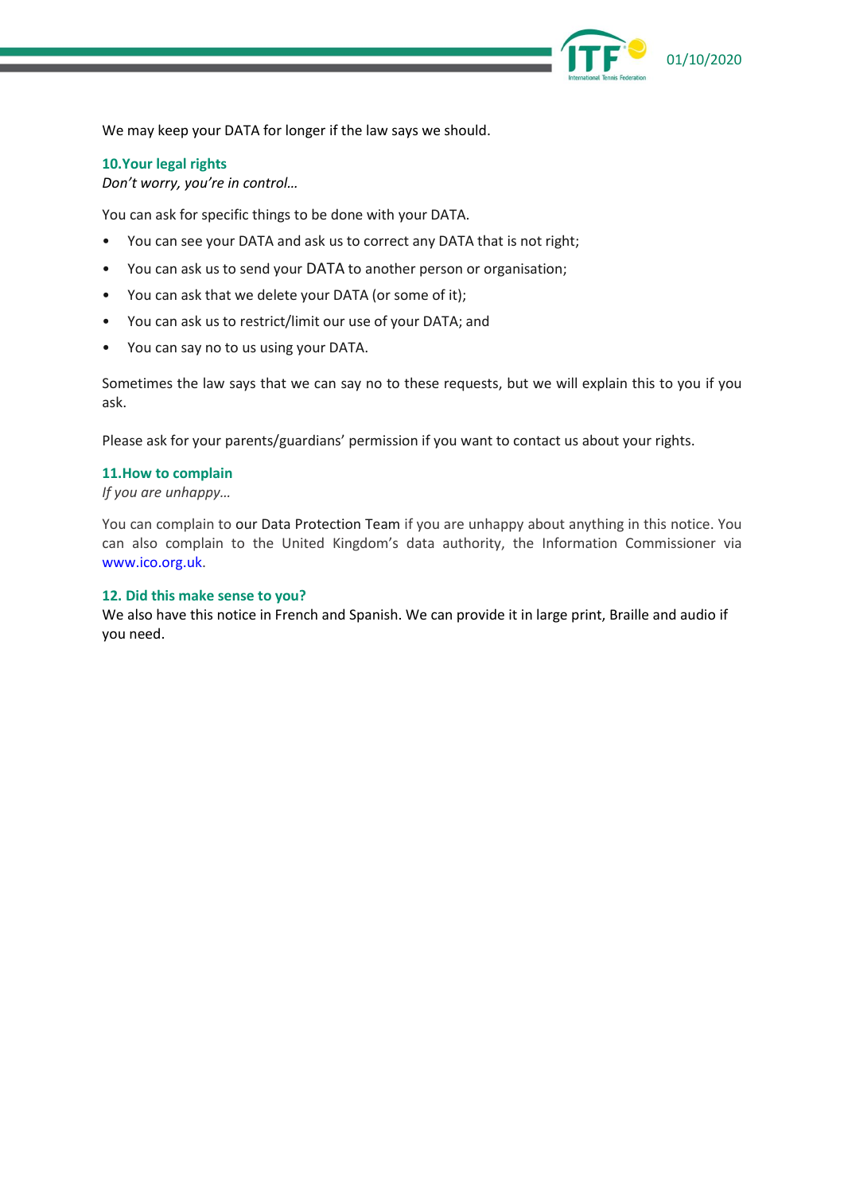We may keep your DATA for longer if the law says we should.

## 10.Your legal rights

*Don't worry, you're in control…*

You can ask for specific things to be done with your DATA.

- You can see your DATA and ask us to correct any DATA that is not right;
- You can ask us to send your DATA to another person or organisation;
- You can ask that we delete your DATA (or some of it);
- You can ask us to restrict/limit our use of your DATA; and
- You can say no to us using your DATA.

Sometimes the law says that we can say no to these requests, but we will explain this to you if you ask.

Please ask for your parents/guardians' permission if you want to contact us about your rights.

## 11.How to complain

*If you are unhappy…*

You can complain to our Data Protection Team if you are unhappy about anything in this notice. You can also complain to the United Kingdom's data authority, the Information Commissioner via www.ico.org.uk.

## 12. Did this make sense to you?

We also have this notice in French and Spanish. We can provide it in large print, Braille and audio if you need.